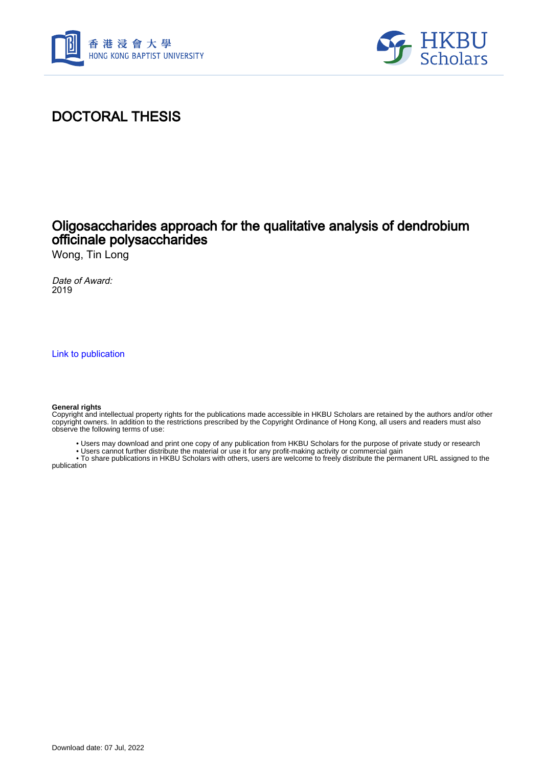# DOCTORAL THESIS

## Oligosaccharides approach for the qualitative analysis of dendrobium officinale polysaccharides

Wong, Tin Long

*Date of Award:*
2019

Link to publication

**General rights**
Copyright and intellectual property rights for the publications made accessible in HKBU Scholars are retained by the authors and/or other copyright owners. In addition to the restrictions prescribed by the Copyright Ordinance of Hong Kong, all users and readers must also observe the following terms of use:

- Users may download and print one copy of any publication from HKBU Scholars for the purpose of private study or research
- Users cannot further distribute the material or use it for any profit-making activity or commercial gain
- To share publications in HKBU Scholars with others, users are welcome to freely distribute the permanent URL assigned to the publication

Download date: 07 Jul, 2022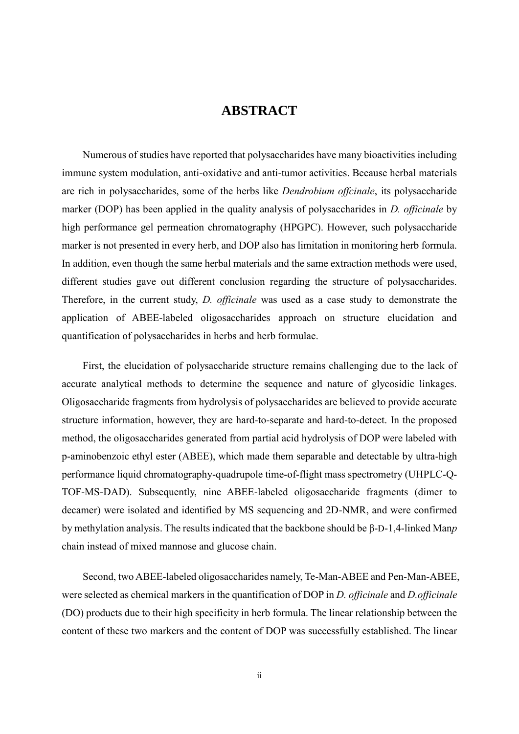# ABSTRACT

Numerous of studies have reported that polysaccharides have many bioactivities including immune system modulation, anti-oxidative and anti-tumor activities. Because herbal materials are rich in polysaccharides, some of the herbs like *Dendrobium offcinale*, its polysaccharide marker (DOP) has been applied in the quality analysis of polysaccharides in *D. officinale* by high performance gel permeation chromatography (HPGPC). However, such polysaccharide marker is not presented in every herb, and DOP also has limitation in monitoring herb formula. In addition, even though the same herbal materials and the same extraction methods were used, different studies gave out different conclusion regarding the structure of polysaccharides. Therefore, in the current study, *D. officinale* was used as a case study to demonstrate the application of ABEE-labeled oligosaccharides approach on structure elucidation and quantification of polysaccharides in herbs and herb formulae.

First, the elucidation of polysaccharide structure remains challenging due to the lack of accurate analytical methods to determine the sequence and nature of glycosidic linkages. Oligosaccharide fragments from hydrolysis of polysaccharides are believed to provide accurate structure information, however, they are hard-to-separate and hard-to-detect. In the proposed method, the oligosaccharides generated from partial acid hydrolysis of DOP were labeled with p-aminobenzoic ethyl ester (ABEE), which made them separable and detectable by ultra-high performance liquid chromatography-quadrupole time-of-flight mass spectrometry (UHPLC-Q-TOF-MS-DAD). Subsequently, nine ABEE-labeled oligosaccharide fragments (dimer to decamer) were isolated and identified by MS sequencing and 2D-NMR, and were confirmed by methylation analysis. The results indicated that the backbone should be β-D-1,4-linked Man*p* chain instead of mixed mannose and glucose chain.

Second, two ABEE-labeled oligosaccharides namely, Te-Man-ABEE and Pen-Man-ABEE, were selected as chemical markers in the quantification of DOP in *D. officinale* and *D.officinale* (DO) products due to their high specificity in herb formula. The linear relationship between the content of these two markers and the content of DOP was successfully established. The linear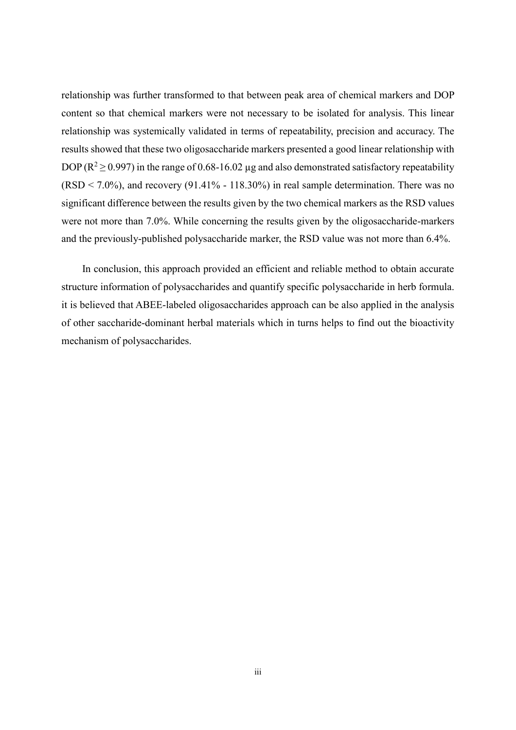relationship was further transformed to that between peak area of chemical markers and DOP content so that chemical markers were not necessary to be isolated for analysis. This linear relationship was systemically validated in terms of repeatability, precision and accuracy. The results showed that these two oligosaccharide markers presented a good linear relationship with DOP ($R^2 \geq 0.997$) in the range of 0.68-16.02 μg and also demonstrated satisfactory repeatability (RSD < 7.0%), and recovery (91.41% - 118.30%) in real sample determination. There was no significant difference between the results given by the two chemical markers as the RSD values were not more than 7.0%. While concerning the results given by the oligosaccharide-markers and the previously-published polysaccharide marker, the RSD value was not more than 6.4%.

In conclusion, this approach provided an efficient and reliable method to obtain accurate structure information of polysaccharides and quantify specific polysaccharide in herb formula. it is believed that ABEE-labeled oligosaccharides approach can be also applied in the analysis of other saccharide-dominant herbal materials which in turns helps to find out the bioactivity mechanism of polysaccharides.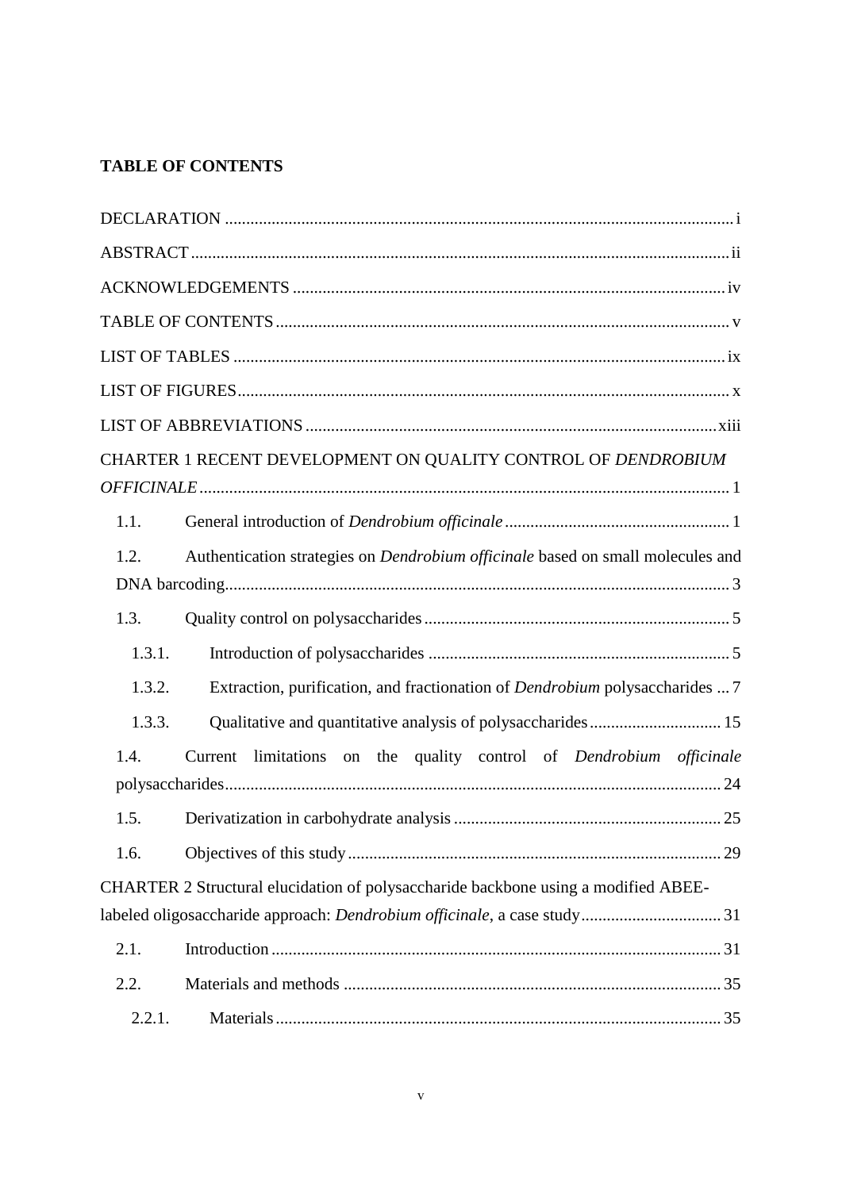## TABLE OF CONTENTS

DECLARATION ....................................................................................................................... i

ABSTRACT ............................................................................................................................ ii

ACKNOWLEDGEMENTS ..................................................................................................... iv

TABLE OF CONTENTS ......................................................................................................... v

LIST OF TABLES .................................................................................................................. ix

LIST OF FIGURES .................................................................................................................. x

LIST OF ABBREVIATIONS ................................................................................................ xiii

CHARTER 1 RECENT DEVELOPMENT ON QUALITY CONTROL OF *DENDROBIUM OFFICINALE* ............................................................................................................................ 1

- 1.1. General introduction of *Dendrobium officinale* ..................................................... 1
- 1.2. Authentication strategies on *Dendrobium officinale* based on small molecules and DNA barcoding ....................................................................................................................... 3
- 1.3. Quality control on polysaccharides ........................................................................ 5
  - 1.3.1. Introduction of polysaccharides ....................................................................... 5
  - 1.3.2. Extraction, purification, and fractionation of *Dendrobium* polysaccharides ... 7
  - 1.3.3. Qualitative and quantitative analysis of polysaccharides ............................... 15
- 1.4. Current limitations on the quality control of *Dendrobium officinale* polysaccharides ..................................................................................................................... 24
- 1.5. Derivatization in carbohydrate analysis ............................................................... 25
- 1.6. Objectives of this study ....................................................................................... 29

CHARTER 2 Structural elucidation of polysaccharide backbone using a modified ABEE-labeled oligosaccharide approach: *Dendrobium officinale*, a case study ................................. 31

- 2.1. Introduction .......................................................................................................... 31
- 2.2. Materials and methods ......................................................................................... 35
  - 2.2.1. Materials ......................................................................................................... 35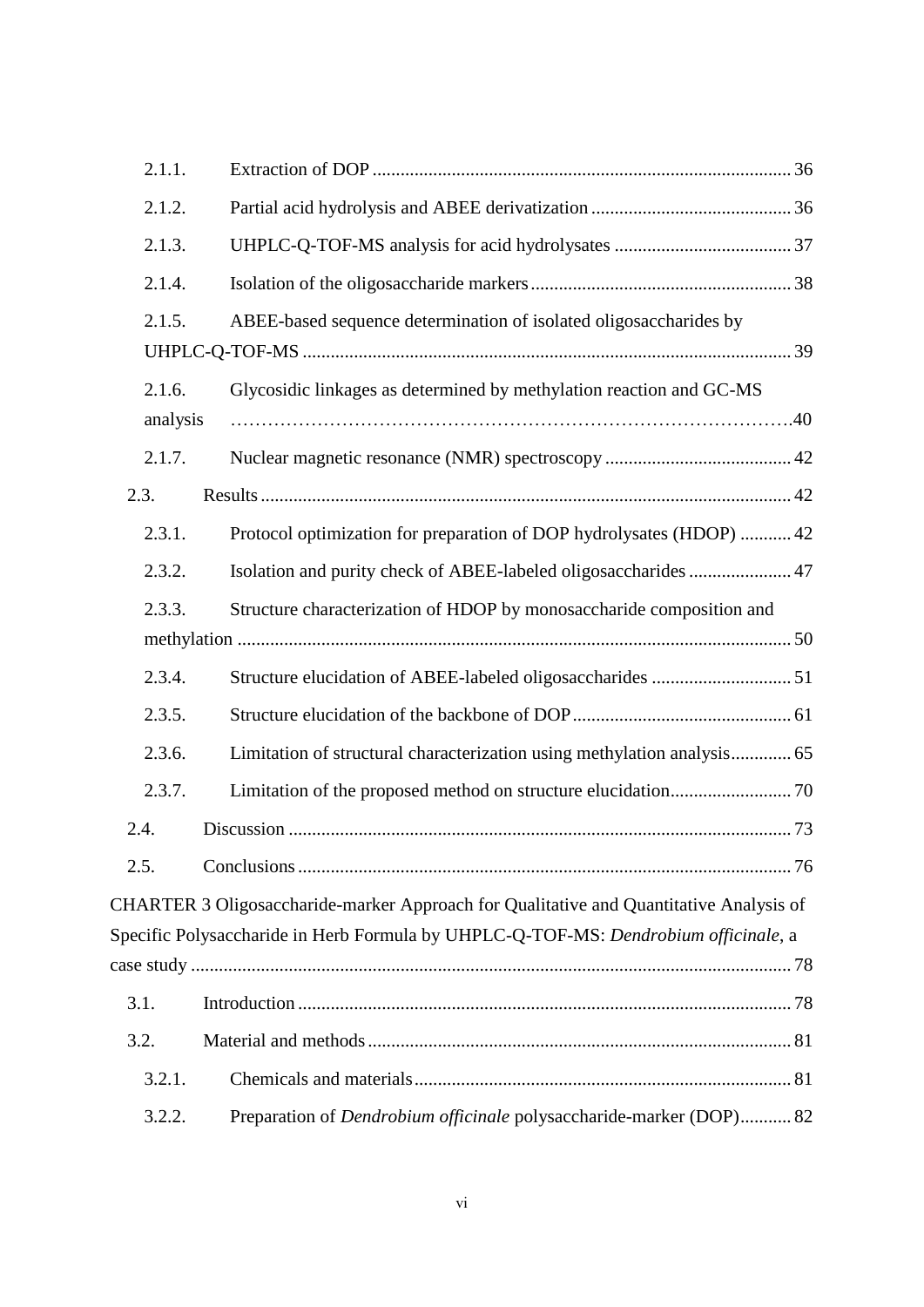2.1.1. Extraction of DOP ........................................................................................ 36

2.1.2. Partial acid hydrolysis and ABEE derivatization .......................................... 36

2.1.3. UHPLC-Q-TOF-MS analysis for acid hydrolysates ..................................... 37

2.1.4. Isolation of the oligosaccharide markers ....................................................... 38

2.1.5. ABEE-based sequence determination of isolated oligosaccharides by UHPLC-Q-TOF-MS ....................................................................................................... 39

2.1.6. Glycosidic linkages as determined by methylation reaction and GC-MS analysis ……………………………………………………………………………….40

2.1.7. Nuclear magnetic resonance (NMR) spectroscopy ....................................... 42

2.3. Results ................................................................................................................ 42

2.3.1. Protocol optimization for preparation of DOP hydrolysates (HDOP) ........... 42

2.3.2. Isolation and purity check of ABEE-labeled oligosaccharides ..................... 47

2.3.3. Structure characterization of HDOP by monosaccharide composition and methylation ..................................................................................................................... 50

2.3.4. Structure elucidation of ABEE-labeled oligosaccharides ............................. 51

2.3.5. Structure elucidation of the backbone of DOP .............................................. 61

2.3.6. Limitation of structural characterization using methylation analysis ............ 65

2.3.7. Limitation of the proposed method on structure elucidation ......................... 70

2.4. Discussion .......................................................................................................... 73

2.5. Conclusions ........................................................................................................ 76

CHARTER 3 Oligosaccharide-marker Approach for Qualitative and Quantitative Analysis of Specific Polysaccharide in Herb Formula by UHPLC-Q-TOF-MS: *Dendrobium officinale*, a case study ............................................................................................................................... 78

3.1. Introduction ........................................................................................................ 78

3.2. Material and methods ......................................................................................... 81

3.2.1. Chemicals and materials ................................................................................ 81

3.2.2. Preparation of *Dendrobium officinale* polysaccharide-marker (DOP) ........... 82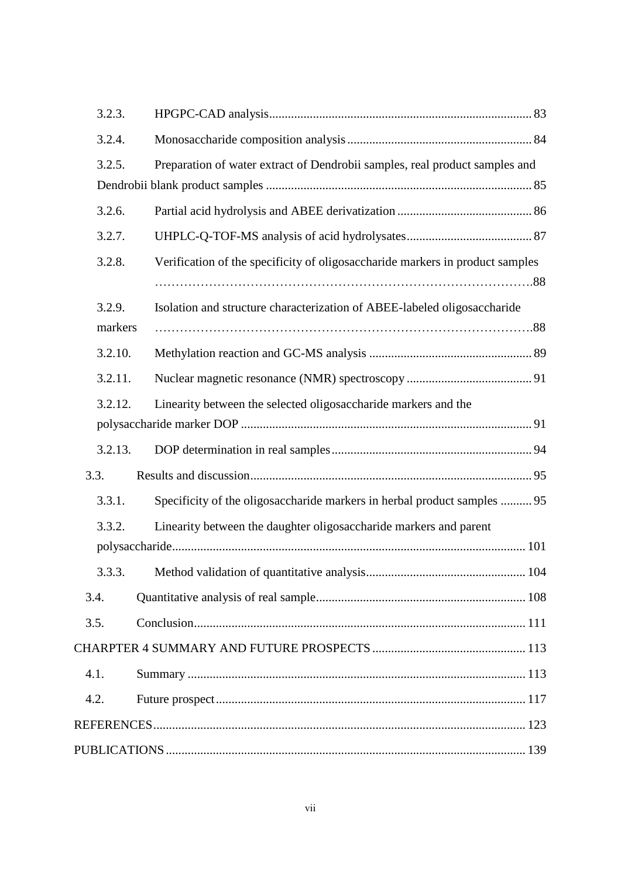3.2.3. HPGPC-CAD analysis ... 83

3.2.4. Monosaccharide composition analysis ... 84

3.2.5. Preparation of water extract of Dendrobii samples, real product samples and Dendrobii blank product samples ... 85

3.2.6. Partial acid hydrolysis and ABEE derivatization ... 86

3.2.7. UHPLC-Q-TOF-MS analysis of acid hydrolysates ... 87

3.2.8. Verification of the specificity of oligosaccharide markers in product samples ... 88

3.2.9. Isolation and structure characterization of ABEE-labeled oligosaccharide markers ... 88

3.2.10. Methylation reaction and GC-MS analysis ... 89

3.2.11. Nuclear magnetic resonance (NMR) spectroscopy ... 91

3.2.12. Linearity between the selected oligosaccharide markers and the polysaccharide marker DOP ... 91

3.2.13. DOP determination in real samples ... 94

3.3. Results and discussion ... 95

3.3.1. Specificity of the oligosaccharide markers in herbal product samples ... 95

3.3.2. Linearity between the daughter oligosaccharide markers and parent polysaccharide ... 101

3.3.3. Method validation of quantitative analysis ... 104

3.4. Quantitative analysis of real sample ... 108

3.5. Conclusion ... 111

CHARPTER 4 SUMMARY AND FUTURE PROSPECTS ... 113

4.1. Summary ... 113

4.2. Future prospect ... 117

REFERENCES ... 123

PUBLICATIONS ... 139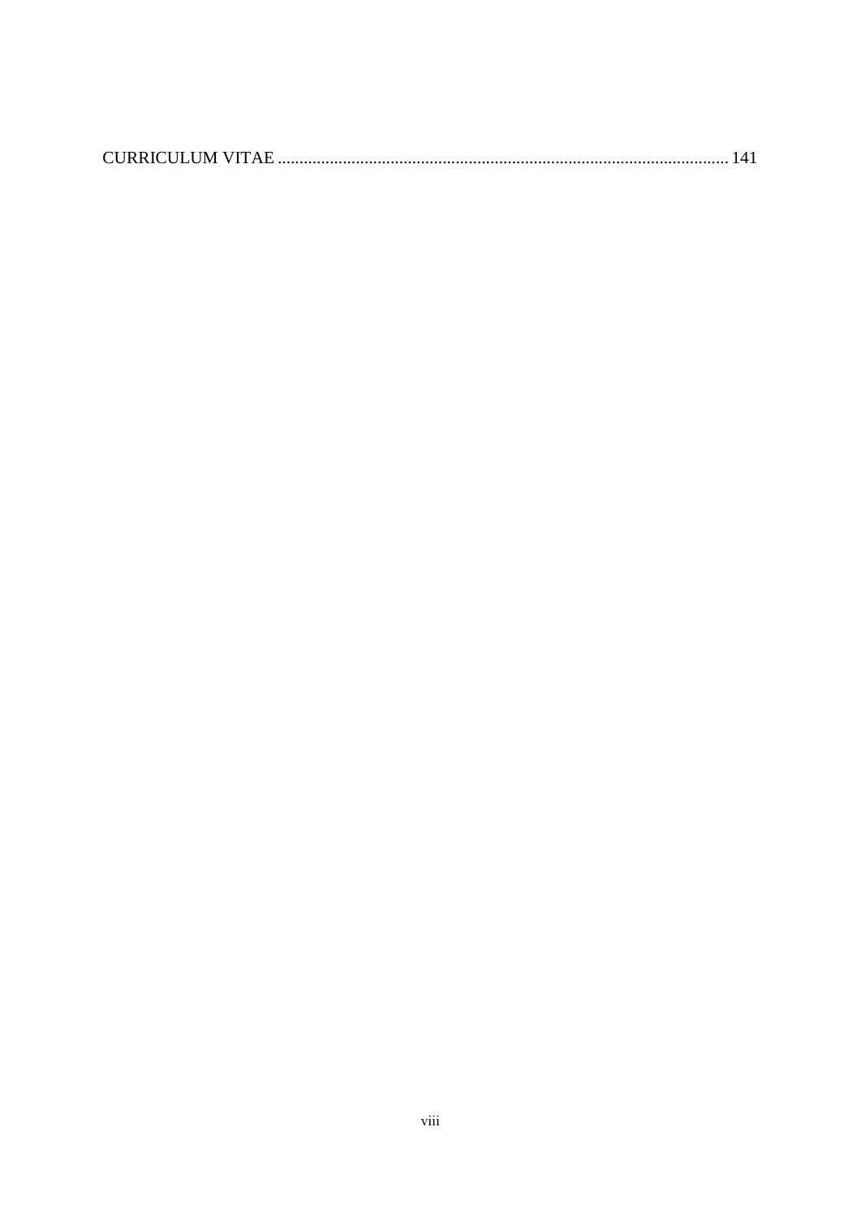CURRICULUM VITAE ........................................................................................................ 141